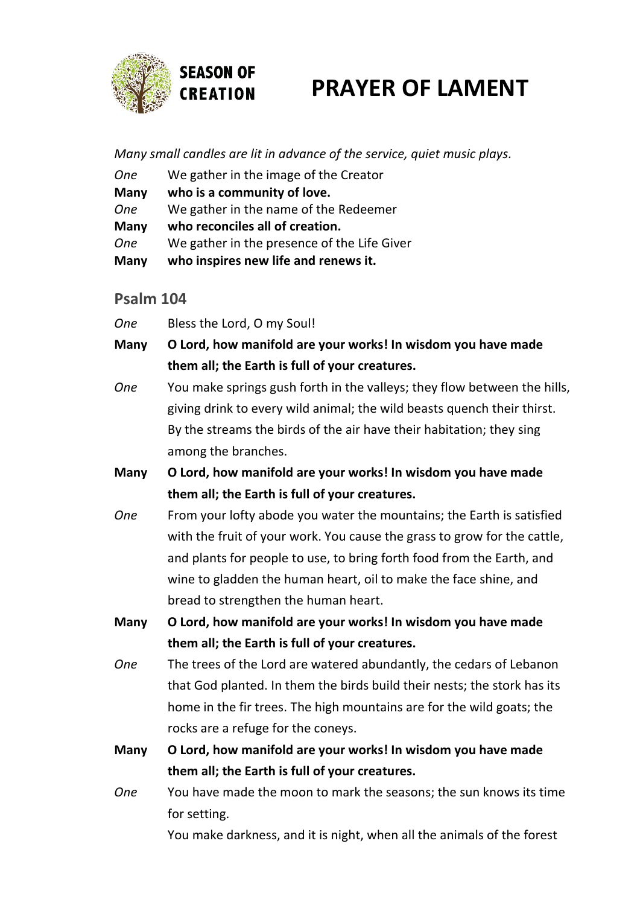SEASON OF CREATION

# PRAYER OF LAMENT

*Many small candles are lit in advance of the service, quiet music plays.*

*One* We gather in the image of the Creator
**Many** **who is a community of love.**
*One* We gather in the name of the Redeemer
**Many** **who reconciles all of creation.**
*One* We gather in the presence of the Life Giver
**Many** **who inspires new life and renews it.**

## Psalm 104

*One* Bless the Lord, O my Soul!

**Many** **O Lord, how manifold are your works! In wisdom you have made them all; the Earth is full of your creatures.**

*One* You make springs gush forth in the valleys; they flow between the hills, giving drink to every wild animal; the wild beasts quench their thirst. By the streams the birds of the air have their habitation; they sing among the branches.

**Many** **O Lord, how manifold are your works! In wisdom you have made them all; the Earth is full of your creatures.**

*One* From your lofty abode you water the mountains; the Earth is satisfied with the fruit of your work. You cause the grass to grow for the cattle, and plants for people to use, to bring forth food from the Earth, and wine to gladden the human heart, oil to make the face shine, and bread to strengthen the human heart.

**Many** **O Lord, how manifold are your works! In wisdom you have made them all; the Earth is full of your creatures.**

*One* The trees of the Lord are watered abundantly, the cedars of Lebanon that God planted. In them the birds build their nests; the stork has its home in the fir trees. The high mountains are for the wild goats; the rocks are a refuge for the coneys.

**Many** **O Lord, how manifold are your works! In wisdom you have made them all; the Earth is full of your creatures.**

*One* You have made the moon to mark the seasons; the sun knows its time for setting.

You make darkness, and it is night, when all the animals of the forest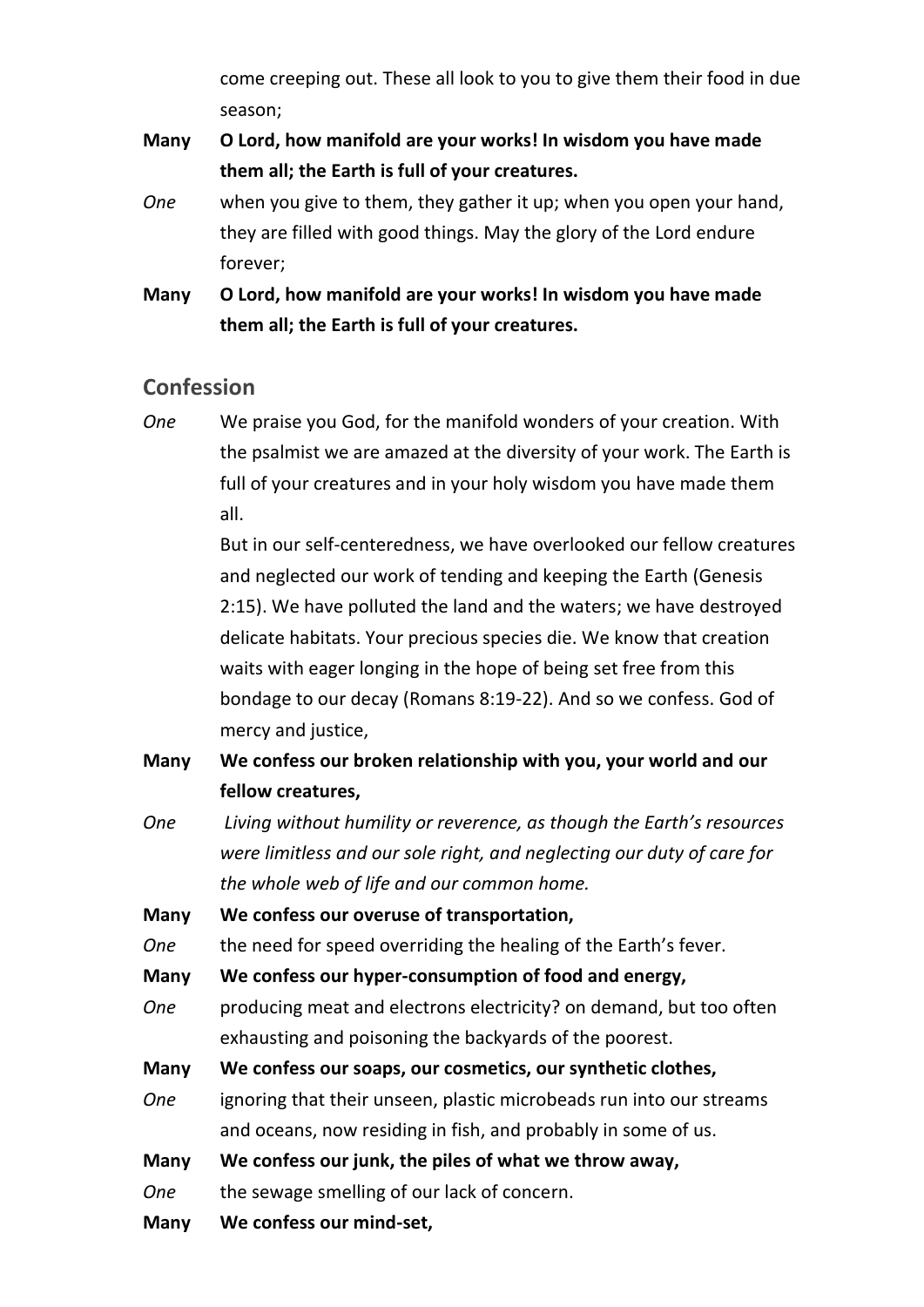come creeping out. These all look to you to give them their food in due season;

**Many** **O Lord, how manifold are your works! In wisdom you have made them all; the Earth is full of your creatures.**

*One* when you give to them, they gather it up; when you open your hand, they are filled with good things. May the glory of the Lord endure forever;

**Many** **O Lord, how manifold are your works! In wisdom you have made them all; the Earth is full of your creatures.**

## Confession

*One* We praise you God, for the manifold wonders of your creation. With the psalmist we are amazed at the diversity of your work. The Earth is full of your creatures and in your holy wisdom you have made them all.

But in our self-centeredness, we have overlooked our fellow creatures and neglected our work of tending and keeping the Earth (Genesis 2:15). We have polluted the land and the waters; we have destroyed delicate habitats. Your precious species die. We know that creation waits with eager longing in the hope of being set free from this bondage to our decay (Romans 8:19-22). And so we confess. God of mercy and justice,

**Many** **We confess our broken relationship with you, your world and our fellow creatures,**

*One* *Living without humility or reverence, as though the Earth's resources were limitless and our sole right, and neglecting our duty of care for the whole web of life and our common home.*

**Many** **We confess our overuse of transportation,**

*One* the need for speed overriding the healing of the Earth's fever.

**Many** **We confess our hyper-consumption of food and energy,**

*One* producing meat and electrons electricity? on demand, but too often exhausting and poisoning the backyards of the poorest.

**Many** **We confess our soaps, our cosmetics, our synthetic clothes,**

*One* ignoring that their unseen, plastic microbeads run into our streams and oceans, now residing in fish, and probably in some of us.

**Many** **We confess our junk, the piles of what we throw away,**

*One* the sewage smelling of our lack of concern.

**Many** **We confess our mind-set,**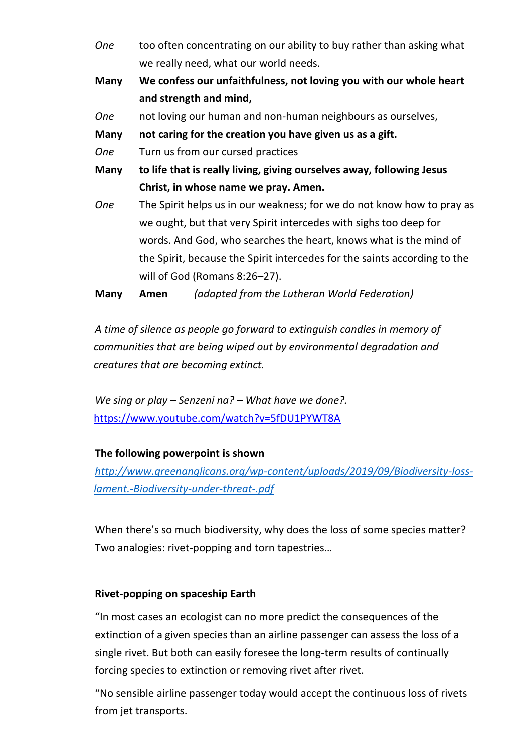*One* too often concentrating on our ability to buy rather than asking what we really need, what our world needs.

**Many** **We confess our unfaithfulness, not loving you with our whole heart and strength and mind,**

*One* not loving our human and non-human neighbours as ourselves,

**Many** **not caring for the creation you have given us as a gift.**

*One* Turn us from our cursed practices

**Many** **to life that is really living, giving ourselves away, following Jesus Christ, in whose name we pray. Amen.**

*One* The Spirit helps us in our weakness; for we do not know how to pray as we ought, but that very Spirit intercedes with sighs too deep for words. And God, who searches the heart, knows what is the mind of the Spirit, because the Spirit intercedes for the saints according to the will of God (Romans 8:26–27).

**Many** **Amen** *(adapted from the Lutheran World Federation)*

*A time of silence as people go forward to extinguish candles in memory of communities that are being wiped out by environmental degradation and creatures that are becoming extinct.*

*We sing or play – Senzeni na? – What have we done?.*
https://www.youtube.com/watch?v=5fDU1PYWT8A

**The following powerpoint is shown**

*http://www.greenanglicans.org/wp-content/uploads/2019/09/Biodiversity-loss-lament.-Biodiversity-under-threat-.pdf*

When there's so much biodiversity, why does the loss of some species matter? Two analogies: rivet-popping and torn tapestries…

**Rivet-popping on spaceship Earth**

"In most cases an ecologist can no more predict the consequences of the extinction of a given species than an airline passenger can assess the loss of a single rivet. But both can easily foresee the long-term results of continually forcing species to extinction or removing rivet after rivet.

"No sensible airline passenger today would accept the continuous loss of rivets from jet transports.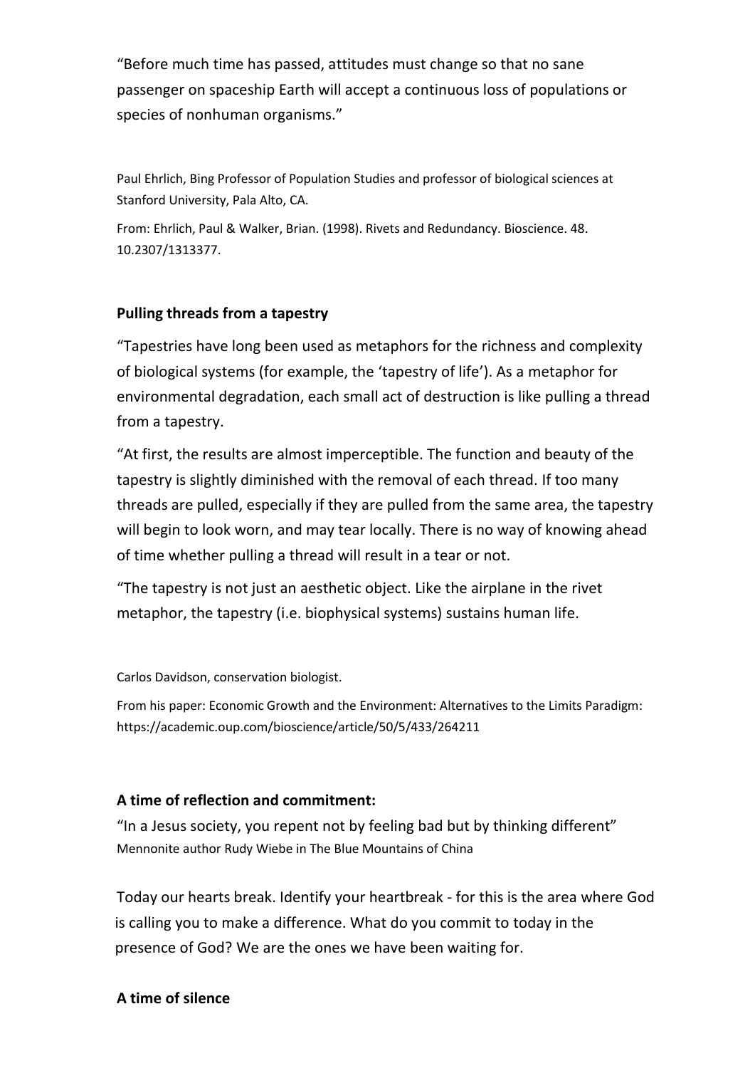"Before much time has passed, attitudes must change so that no sane passenger on spaceship Earth will accept a continuous loss of populations or species of nonhuman organisms."

Paul Ehrlich, Bing Professor of Population Studies and professor of biological sciences at Stanford University, Pala Alto, CA.

From: Ehrlich, Paul & Walker, Brian. (1998). Rivets and Redundancy. Bioscience. 48. 10.2307/1313377.

**Pulling threads from a tapestry**

"Tapestries have long been used as metaphors for the richness and complexity of biological systems (for example, the 'tapestry of life'). As a metaphor for environmental degradation, each small act of destruction is like pulling a thread from a tapestry.

"At first, the results are almost imperceptible. The function and beauty of the tapestry is slightly diminished with the removal of each thread. If too many threads are pulled, especially if they are pulled from the same area, the tapestry will begin to look worn, and may tear locally. There is no way of knowing ahead of time whether pulling a thread will result in a tear or not.

"The tapestry is not just an aesthetic object. Like the airplane in the rivet metaphor, the tapestry (i.e. biophysical systems) sustains human life.

Carlos Davidson, conservation biologist.

From his paper: Economic Growth and the Environment: Alternatives to the Limits Paradigm: https://academic.oup.com/bioscience/article/50/5/433/264211

**A time of reflection and commitment:**

"In a Jesus society, you repent not by feeling bad but by thinking different"
Mennonite author Rudy Wiebe in The Blue Mountains of China

Today our hearts break. Identify your heartbreak - for this is the area where God is calling you to make a difference. What do you commit to today in the presence of God? We are the ones we have been waiting for.

**A time of silence**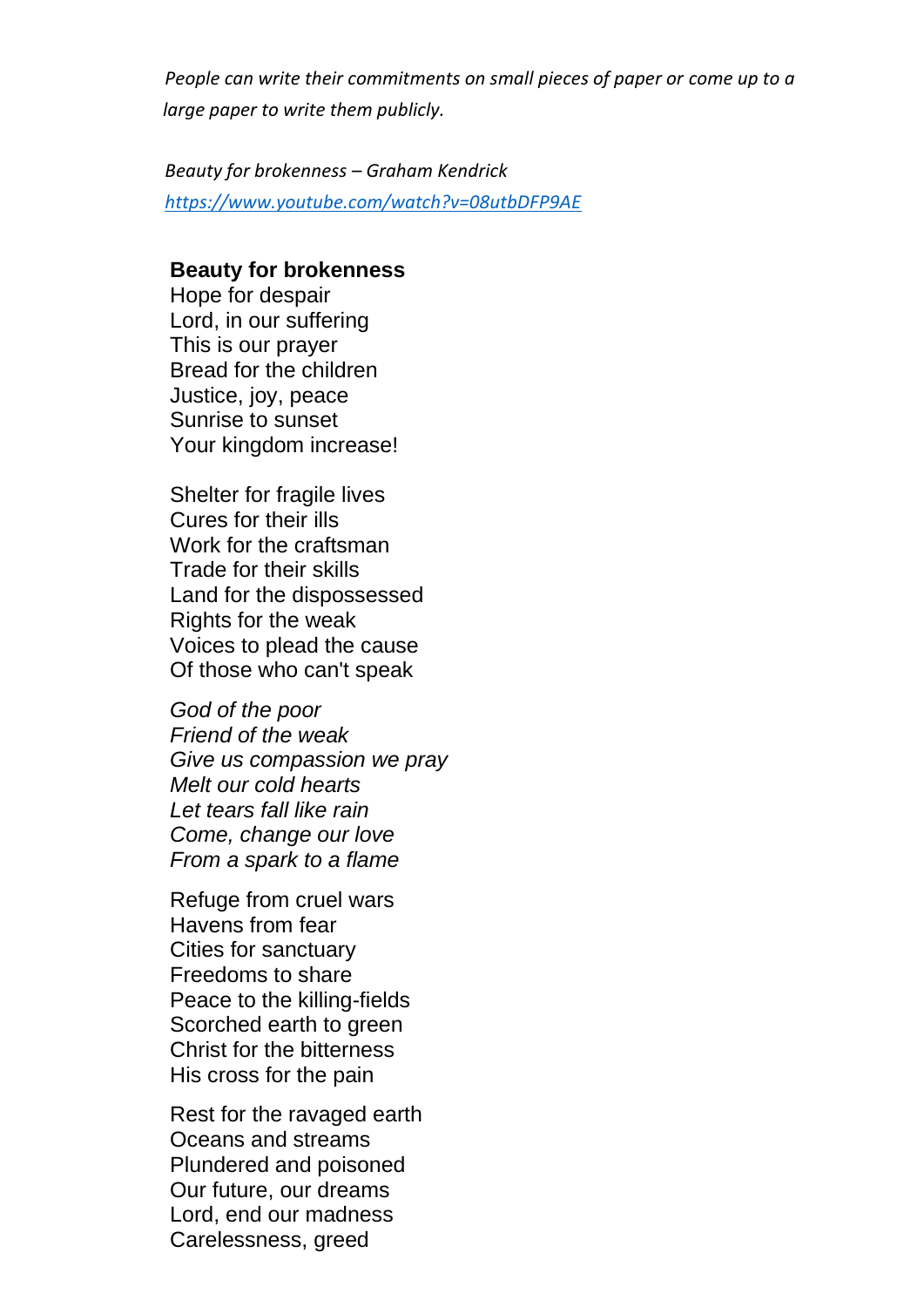*People can write their commitments on small pieces of paper or come up to a large paper to write them publicly.*

*Beauty for brokenness – Graham Kendrick*
*https://www.youtube.com/watch?v=08utbDFP9AE*

**Beauty for brokenness**
Hope for despair
Lord, in our suffering
This is our prayer
Bread for the children
Justice, joy, peace
Sunrise to sunset
Your kingdom increase!

Shelter for fragile lives
Cures for their ills
Work for the craftsman
Trade for their skills
Land for the dispossessed
Rights for the weak
Voices to plead the cause
Of those who can't speak

*God of the poor*
*Friend of the weak*
*Give us compassion we pray*
*Melt our cold hearts*
*Let tears fall like rain*
*Come, change our love*
*From a spark to a flame*

Refuge from cruel wars
Havens from fear
Cities for sanctuary
Freedoms to share
Peace to the killing-fields
Scorched earth to green
Christ for the bitterness
His cross for the pain

Rest for the ravaged earth
Oceans and streams
Plundered and poisoned
Our future, our dreams
Lord, end our madness
Carelessness, greed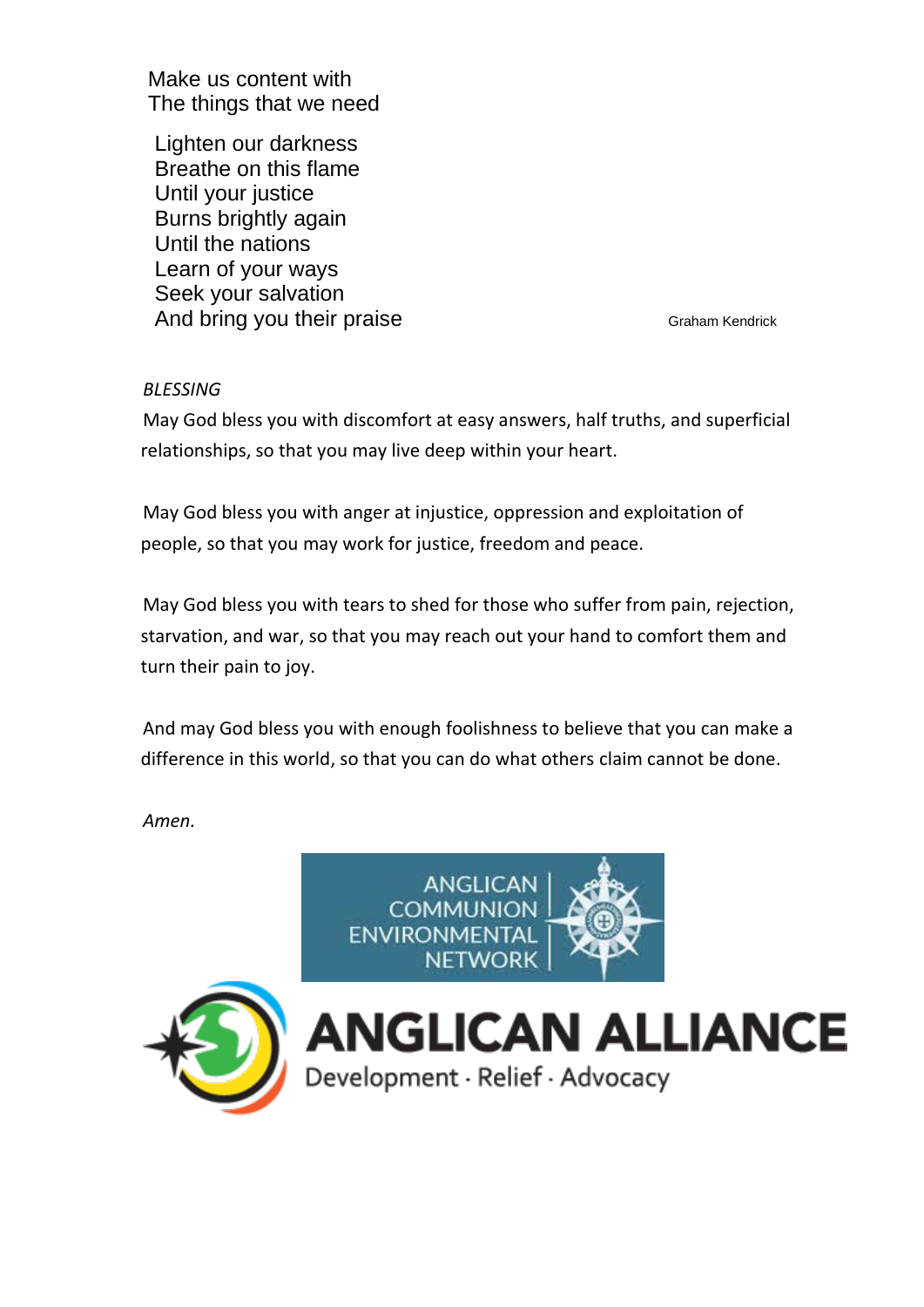Make us content with
The things that we need

Lighten our darkness
Breathe on this flame
Until your justice
Burns brightly again
Until the nations
Learn of your ways
Seek your salvation
And bring you their praise

Graham Kendrick

*BLESSING*

May God bless you with discomfort at easy answers, half truths, and superficial relationships, so that you may live deep within your heart.

May God bless you with anger at injustice, oppression and exploitation of people, so that you may work for justice, freedom and peace.

May God bless you with tears to shed for those who suffer from pain, rejection, starvation, and war, so that you may reach out your hand to comfort them and turn their pain to joy.

And may God bless you with enough foolishness to believe that you can make a difference in this world, so that you can do what others claim cannot be done.

*Amen.*

ANGLICAN COMMUNION ENVIRONMENTAL NETWORK

ANGLICAN ALLIANCE
Development · Relief · Advocacy